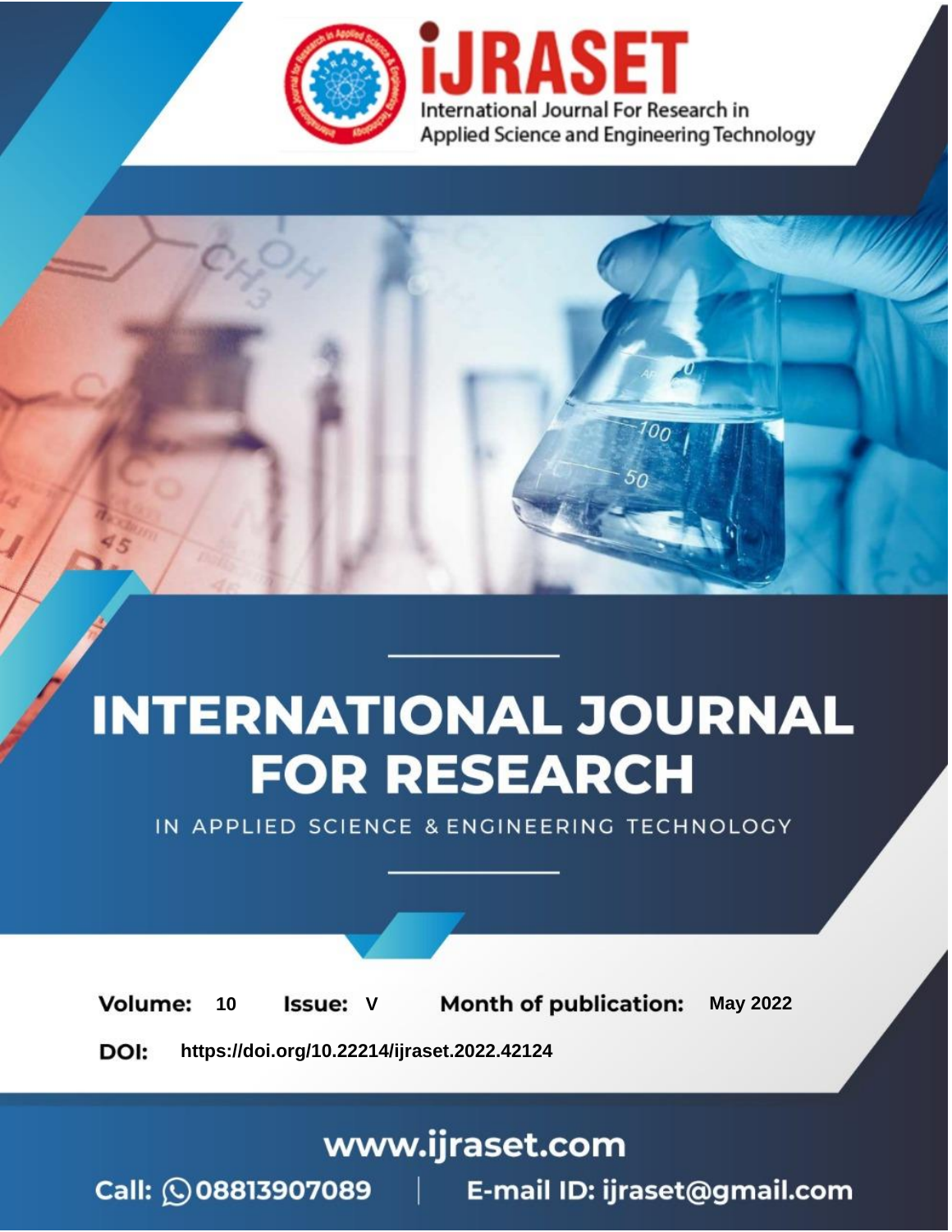# INTERNATIONAL JOURNAL FOR RESEARCH

IN APPLIED SCIENCE & ENGINEERING TECHNOLOGY

**Volume:** 10 **Issue:** V **Month of publication:** May 2022

**DOI:** https://doi.org/10.22214/ijraset.2022.42124

www.ijraset.com

Call: 08813907089 | E-mail ID: ijraset@gmail.com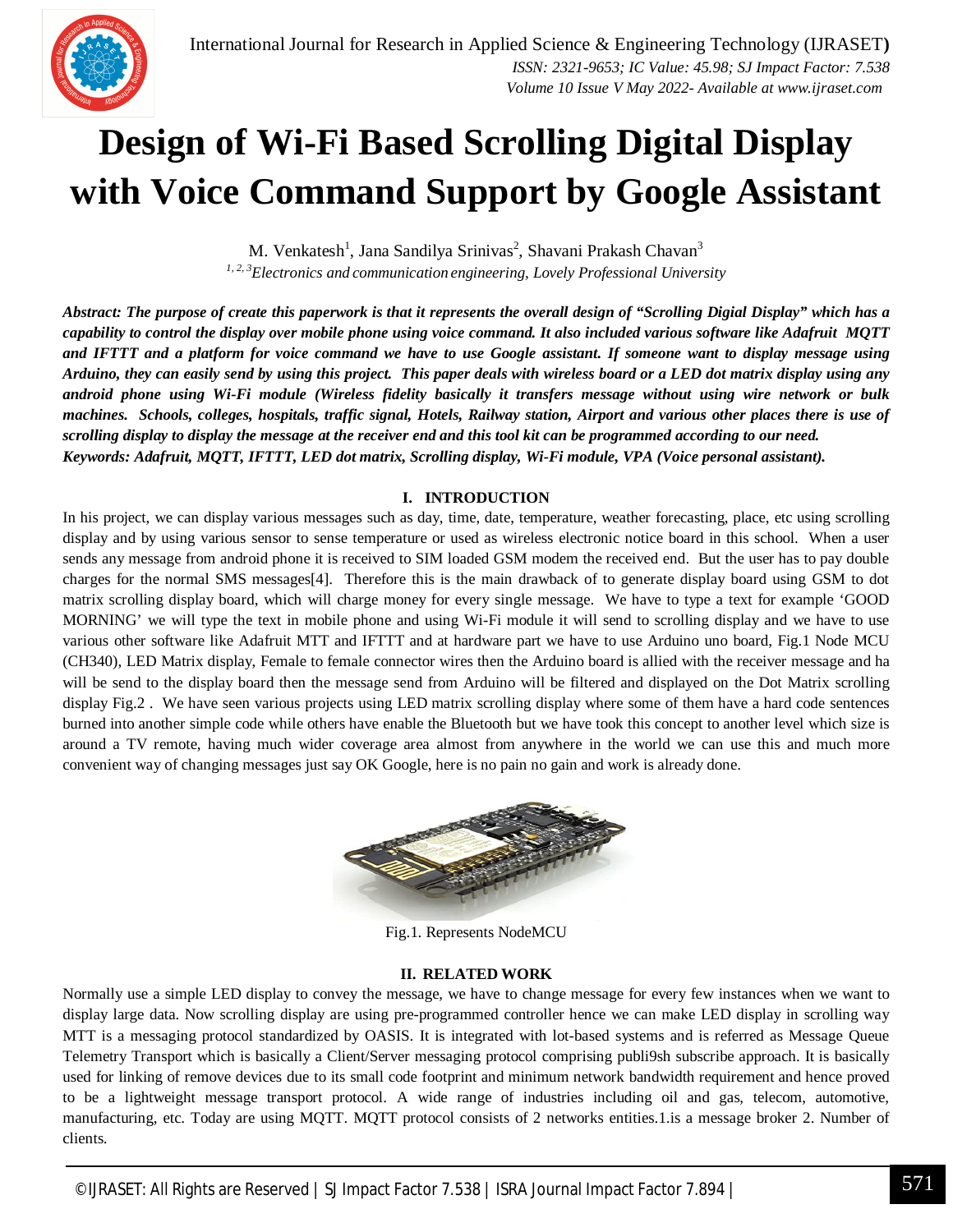# Design of Wi-Fi Based Scrolling Digital Display with Voice Command Support by Google Assistant

M. Venkatesh[1], Jana Sandilya Srinivas[2], Shavani Prakash Chavan[3]

*[1, 2, 3]Electronics and communication engineering, Lovely Professional University*

***Abstract:** The purpose of create this paperwork is that it represents the overall design of "Scrolling Digial Display" which has a capability to control the display over mobile phone using voice command. It also included various software like Adafruit MQTT and IFTTT and a platform for voice command we have to use Google assistant. If someone want to display message using Arduino, they can easily send by using this project. This paper deals with wireless board or a LED dot matrix display using any android phone using Wi-Fi module (Wireless fidelity basically it transfers message without using wire network or bulk machines. Schools, colleges, hospitals, traffic signal, Hotels, Railway station, Airport and various other places there is use of scrolling display to display the message at the receiver end and this tool kit can be programmed according to our need.*

***Keywords:** Adafruit, MQTT, IFTTT, LED dot matrix, Scrolling display, Wi-Fi module, VPA (Voice personal assistant).*

## I. INTRODUCTION

In his project, we can display various messages such as day, time, date, temperature, weather forecasting, place, etc using scrolling display and by using various sensor to sense temperature or used as wireless electronic notice board in this school. When a user sends any message from android phone it is received to SIM loaded GSM modem the received end. But the user has to pay double charges for the normal SMS messages[4]. Therefore this is the main drawback of to generate display board using GSM to dot matrix scrolling display board, which will charge money for every single message. We have to type a text for example 'GOOD MORNING' we will type the text in mobile phone and using Wi-Fi module it will send to scrolling display and we have to use various other software like Adafruit MTT and IFTTT and at hardware part we have to use Arduino uno board, Fig.1 Node MCU (CH340), LED Matrix display, Female to female connector wires then the Arduino board is allied with the receiver message and ha will be send to the display board then the message send from Arduino will be filtered and displayed on the Dot Matrix scrolling display Fig.2 . We have seen various projects using LED matrix scrolling display where some of them have a hard code sentences burned into another simple code while others have enable the Bluetooth but we have took this concept to another level which size is around a TV remote, having much wider coverage area almost from anywhere in the world we can use this and much more convenient way of changing messages just say OK Google, here is no pain no gain and work is already done.

Fig.1. Represents NodeMCU

## II. RELATED WORK

Normally use a simple LED display to convey the message, we have to change message for every few instances when we want to display large data. Now scrolling display are using pre-programmed controller hence we can make LED display in scrolling way MTT is a messaging protocol standardized by OASIS. It is integrated with lot-based systems and is referred as Message Queue Telemetry Transport which is basically a Client/Server messaging protocol comprising publi9sh subscribe approach. It is basically used for linking of remove devices due to its small code footprint and minimum network bandwidth requirement and hence proved to be a lightweight message transport protocol. A wide range of industries including oil and gas, telecom, automotive, manufacturing, etc. Today are using MQTT. MQTT protocol consists of 2 networks entities.1.is a message broker 2. Number of clients.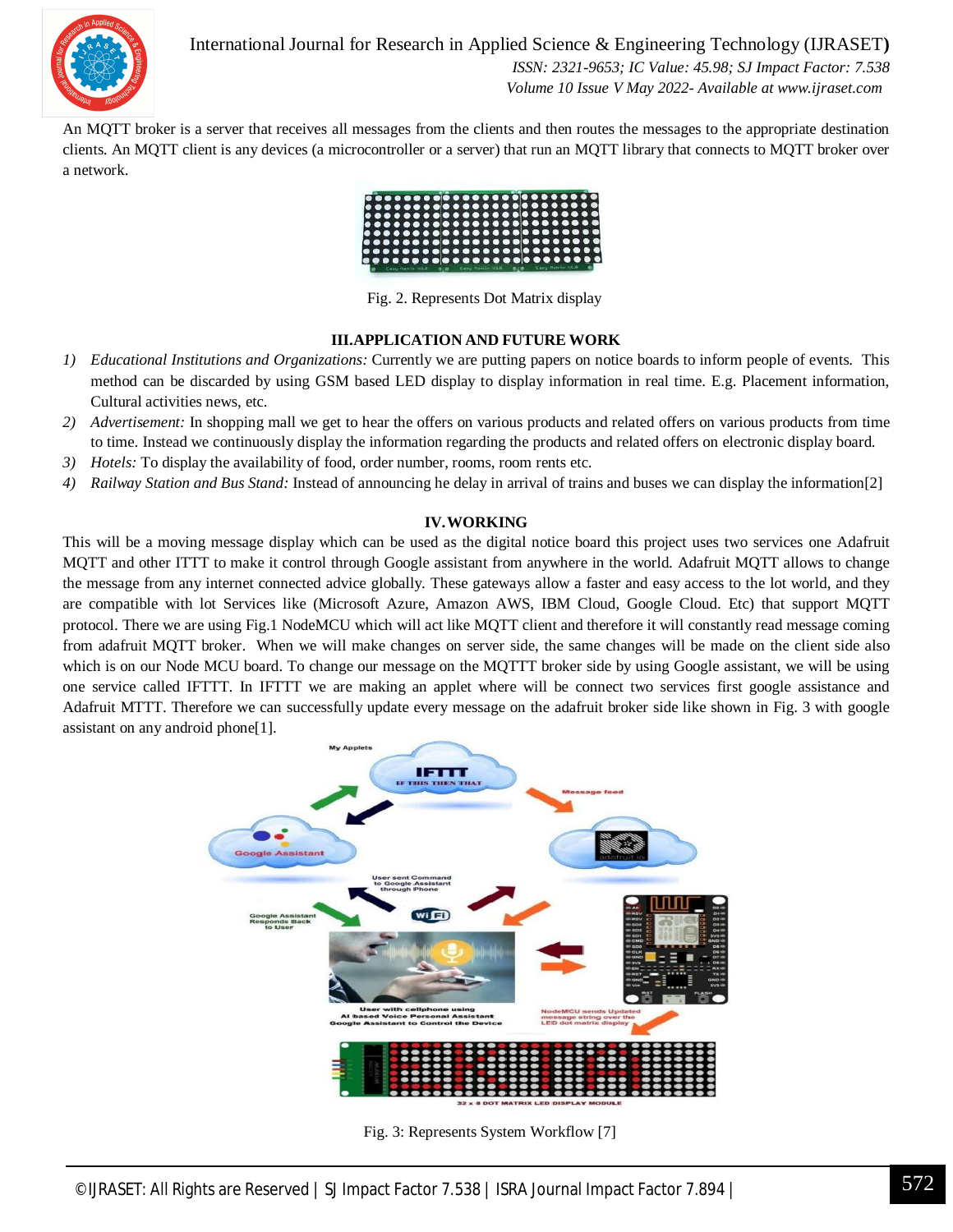An MQTT broker is a server that receives all messages from the clients and then routes the messages to the appropriate destination clients. An MQTT client is any devices (a microcontroller or a server) that run an MQTT library that connects to MQTT broker over a network.

Fig. 2. Represents Dot Matrix display

## III. APPLICATION AND FUTURE WORK

1) *Educational Institutions and Organizations:* Currently we are putting papers on notice boards to inform people of events. This method can be discarded by using GSM based LED display to display information in real time. E.g. Placement information, Cultural activities news, etc.
2) *Advertisement:* In shopping mall we get to hear the offers on various products and related offers on various products from time to time. Instead we continuously display the information regarding the products and related offers on electronic display board.
3) *Hotels:* To display the availability of food, order number, rooms, room rents etc.
4) *Railway Station and Bus Stand:* Instead of announcing he delay in arrival of trains and buses we can display the information[2]

## IV. WORKING

This will be a moving message display which can be used as the digital notice board this project uses two services one Adafruit MQTT and other ITTT to make it control through Google assistant from anywhere in the world. Adafruit MQTT allows to change the message from any internet connected advice globally. These gateways allow a faster and easy access to the lot world, and they are compatible with lot Services like (Microsoft Azure, Amazon AWS, IBM Cloud, Google Cloud. Etc) that support MQTT protocol. There we are using Fig.1 NodeMCU which will act like MQTT client and therefore it will constantly read message coming from adafruit MQTT broker. When we will make changes on server side, the same changes will be made on the client side also which is on our Node MCU board. To change our message on the MQTTT broker side by using Google assistant, we will be using one service called IFTTT. In IFTTT we are making an applet where will be connect two services first google assistance and Adafruit MTTT. Therefore we can successfully update every message on the adafruit broker side like shown in Fig. 3 with google assistant on any android phone[1].

Fig. 3: Represents System Workflow [7]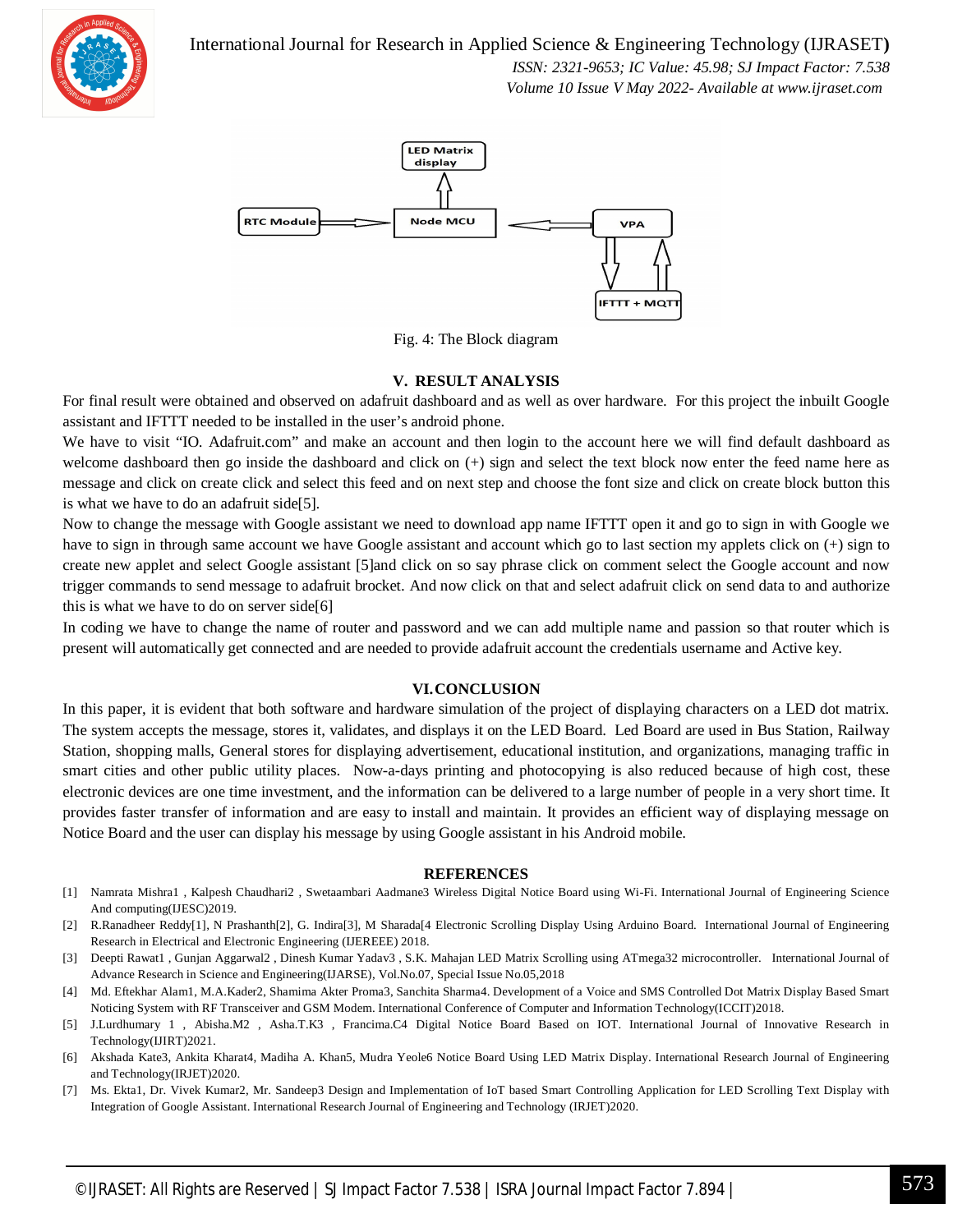Fig. 4: The Block diagram

## V. RESULT ANALYSIS

For final result were obtained and observed on adafruit dashboard and as well as over hardware. For this project the inbuilt Google assistant and IFTTT needed to be installed in the user's android phone.

We have to visit "IO. Adafruit.com" and make an account and then login to the account here we will find default dashboard as welcome dashboard then go inside the dashboard and click on (+) sign and select the text block now enter the feed name here as message and click on create click and select this feed and on next step and choose the font size and click on create block button this is what we have to do an adafruit side[5].

Now to change the message with Google assistant we need to download app name IFTTT open it and go to sign in with Google we have to sign in through same account we have Google assistant and account which go to last section my applets click on (+) sign to create new applet and select Google assistant [5]and click on so say phrase click on comment select the Google account and now trigger commands to send message to adafruit brocket. And now click on that and select adafruit click on send data to and authorize this is what we have to do on server side[6]

In coding we have to change the name of router and password and we can add multiple name and passion so that router which is present will automatically get connected and are needed to provide adafruit account the credentials username and Active key.

## VI. CONCLUSION

In this paper, it is evident that both software and hardware simulation of the project of displaying characters on a LED dot matrix. The system accepts the message, stores it, validates, and displays it on the LED Board. Led Board are used in Bus Station, Railway Station, shopping malls, General stores for displaying advertisement, educational institution, and organizations, managing traffic in smart cities and other public utility places. Now-a-days printing and photocopying is also reduced because of high cost, these electronic devices are one time investment, and the information can be delivered to a large number of people in a very short time. It provides faster transfer of information and are easy to install and maintain. It provides an efficient way of displaying message on Notice Board and the user can display his message by using Google assistant in his Android mobile.

## REFERENCES

[1] Namrata Mishra1 , Kalpesh Chaudhari2 , Swetaambari Aadmane3 Wireless Digital Notice Board using Wi-Fi. International Journal of Engineering Science And computing(IJESC)2019.

[2] R.Ranadheer Reddy[1], N Prashanth[2], G. Indira[3], M Sharada[4 Electronic Scrolling Display Using Arduino Board. International Journal of Engineering Research in Electrical and Electronic Engineering (IJEREEE) 2018.

[3] Deepti Rawat1 , Gunjan Aggarwal2 , Dinesh Kumar Yadav3 , S.K. Mahajan LED Matrix Scrolling using ATmega32 microcontroller. International Journal of Advance Research in Science and Engineering(IJARSE), Vol.No.07, Special Issue No.05,2018

[4] Md. Eftekhar Alam1, M.A.Kader2, Shamima Akter Proma3, Sanchita Sharma4. Development of a Voice and SMS Controlled Dot Matrix Display Based Smart Noticing System with RF Transceiver and GSM Modem. International Conference of Computer and Information Technology(ICCIT)2018.

[5] J.Lurdhumary 1 , Abisha.M2 , Asha.T.K3 , Francima.C4 Digital Notice Board Based on IOT. International Journal of Innovative Research in Technology(IJIRT)2021.

[6] Akshada Kate3, Ankita Kharat4, Madiha A. Khan5, Mudra Yeole6 Notice Board Using LED Matrix Display. International Research Journal of Engineering and Technology(IRJET)2020.

[7] Ms. Ekta1, Dr. Vivek Kumar2, Mr. Sandeep3 Design and Implementation of IoT based Smart Controlling Application for LED Scrolling Text Display with Integration of Google Assistant. International Research Journal of Engineering and Technology (IRJET)2020.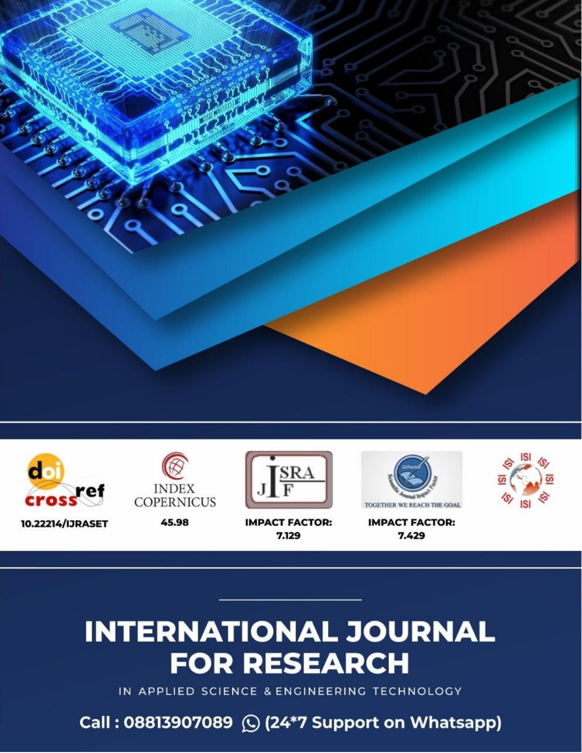10.22214/IJRASET

INDEX COPERNICUS

45.98

IMPACT FACTOR: 7.129

IMPACT FACTOR: 7.429

# INTERNATIONAL JOURNAL FOR RESEARCH

IN APPLIED SCIENCE & ENGINEERING TECHNOLOGY

Call : 08813907089 (24*7 Support on Whatsapp)